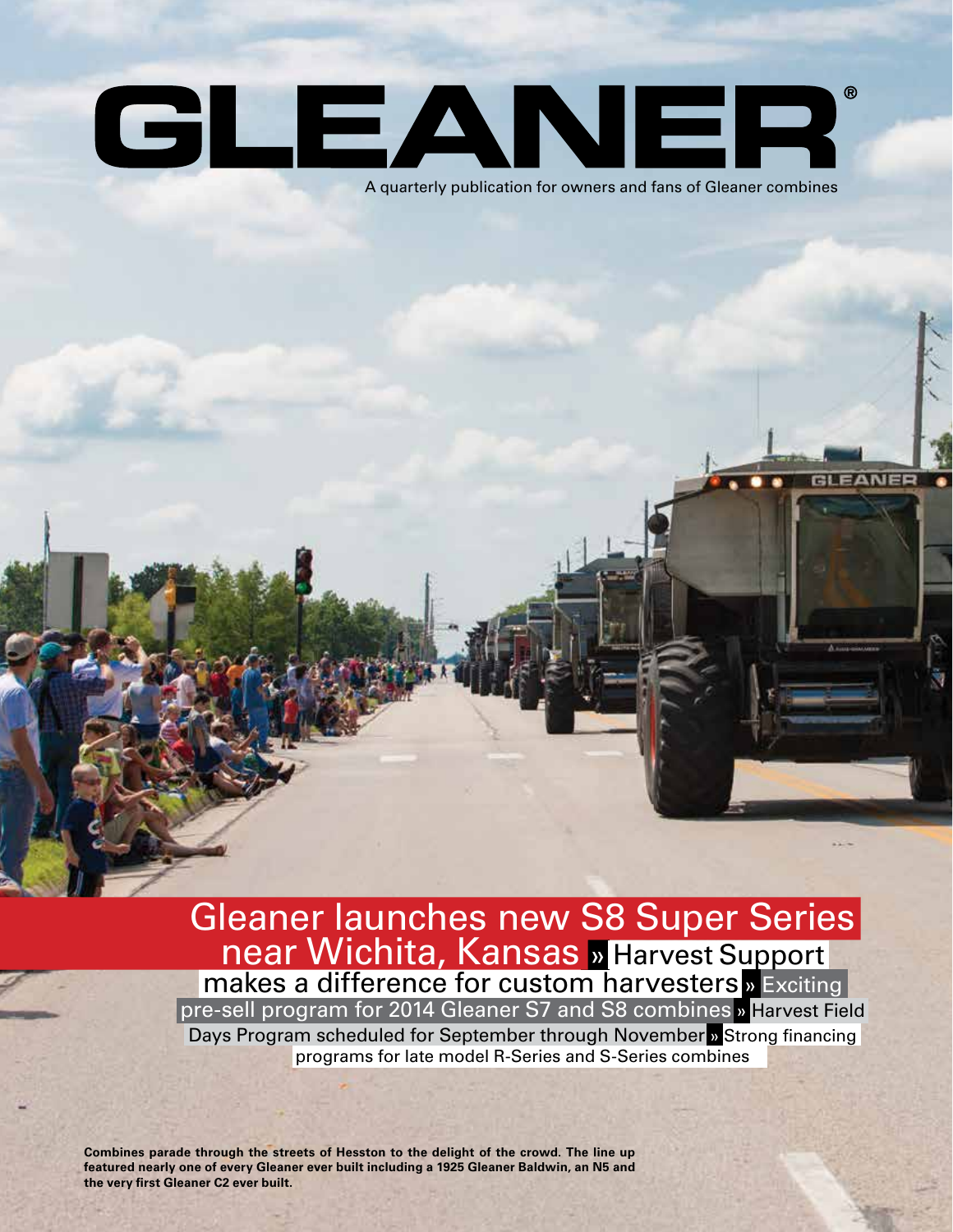# GLEANER®

A quarterly publication for owners and fans of Gleaner combines

## Gleaner launches new S8 Super Series near Wichita, Kansas

» Harvest Support makes a difference for custom harvesters » Exciting pre-sell program for 2014 Gleaner S7 and S8 combines » Harvest Field Days Program scheduled for September through November » Strong financing programs for late model R-Series and S-Series combines

**Combines parade through the streets of Hesston to the delight of the crowd. The line up featured nearly one of every Gleaner ever built including a 1925 Gleaner Baldwin, an N5 and the very first Gleaner C2 ever built.**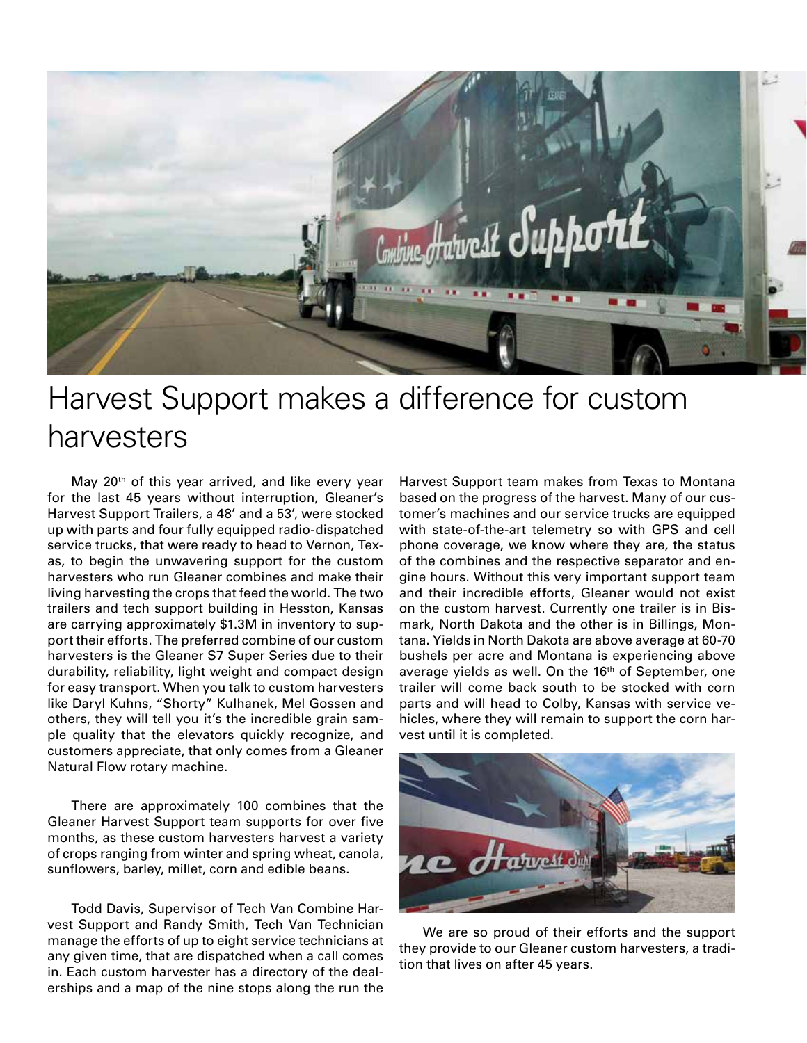# Harvest Support makes a difference for custom harvesters

May 20th of this year arrived, and like every year for the last 45 years without interruption, Gleaner's Harvest Support Trailers, a 48' and a 53', were stocked up with parts and four fully equipped radio-dispatched service trucks, that were ready to head to Vernon, Texas, to begin the unwavering support for the custom harvesters who run Gleaner combines and make their living harvesting the crops that feed the world. The two trailers and tech support building in Hesston, Kansas are carrying approximately $1.3M in inventory to support their efforts. The preferred combine of our custom harvesters is the Gleaner S7 Super Series due to their durability, reliability, light weight and compact design for easy transport. When you talk to custom harvesters like Daryl Kuhns, "Shorty" Kulhanek, Mel Gossen and others, they will tell you it's the incredible grain sample quality that the elevators quickly recognize, and customers appreciate, that only comes from a Gleaner Natural Flow rotary machine.

There are approximately 100 combines that the Gleaner Harvest Support team supports for over five months, as these custom harvesters harvest a variety of crops ranging from winter and spring wheat, canola, sunflowers, barley, millet, corn and edible beans.

Todd Davis, Supervisor of Tech Van Combine Harvest Support and Randy Smith, Tech Van Technician manage the efforts of up to eight service technicians at any given time, that are dispatched when a call comes in. Each custom harvester has a directory of the dealerships and a map of the nine stops along the run the Harvest Support team makes from Texas to Montana based on the progress of the harvest. Many of our customer's machines and our service trucks are equipped with state-of-the-art telemetry so with GPS and cell phone coverage, we know where they are, the status of the combines and the respective separator and engine hours. Without this very important support team and their incredible efforts, Gleaner would not exist on the custom harvest. Currently one trailer is in Bismark, North Dakota and the other is in Billings, Montana. Yields in North Dakota are above average at 60-70 bushels per acre and Montana is experiencing above average yields as well. On the 16th of September, one trailer will come back south to be stocked with corn parts and will head to Colby, Kansas with service vehicles, where they will remain to support the corn harvest until it is completed.

We are so proud of their efforts and the support they provide to our Gleaner custom harvesters, a tradition that lives on after 45 years.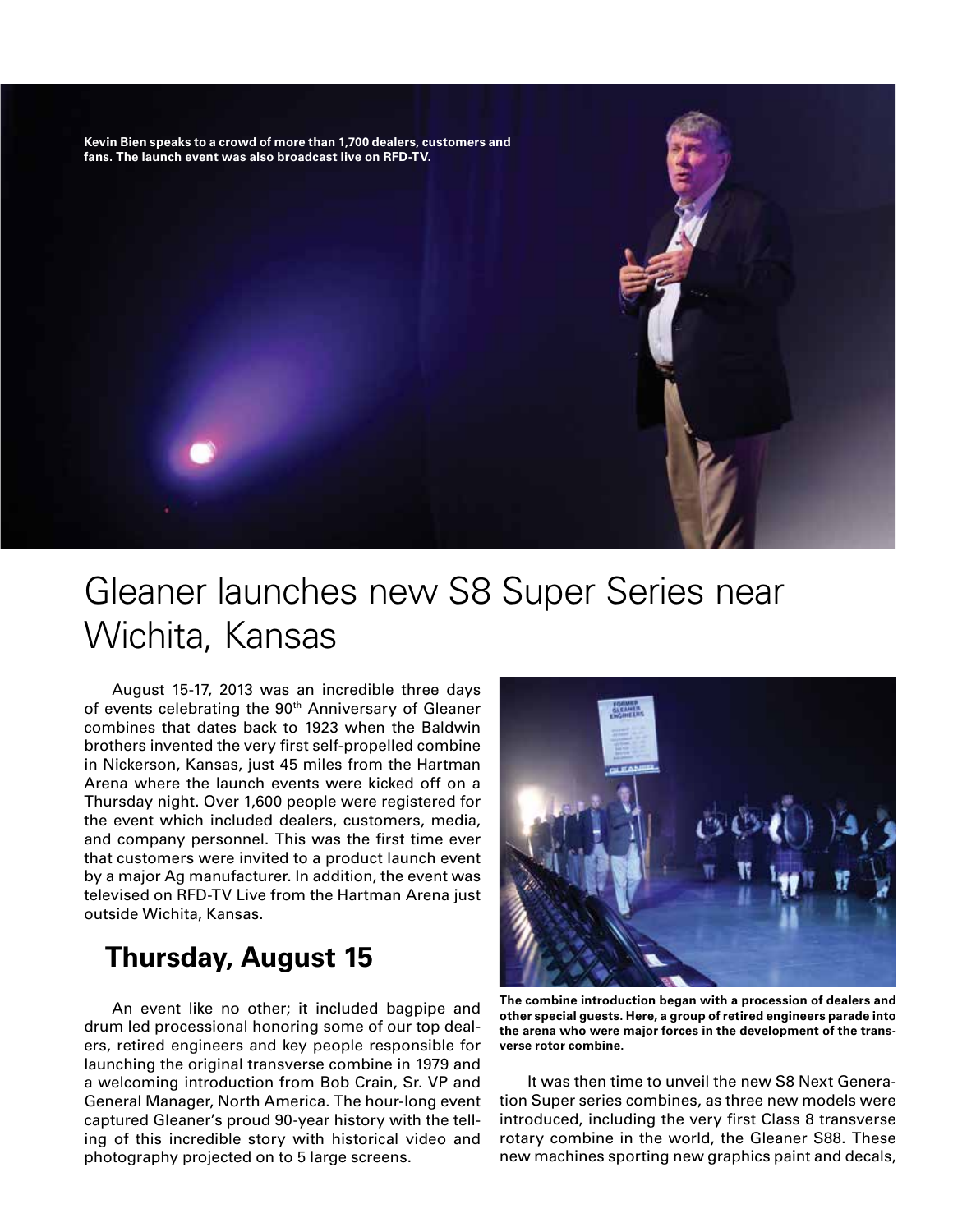Kevin Bien speaks to a crowd of more than 1,700 dealers, customers and fans. The launch event was also broadcast live on RFD-TV.

# Gleaner launches new S8 Super Series near Wichita, Kansas

August 15-17, 2013 was an incredible three days of events celebrating the 90th Anniversary of Gleaner combines that dates back to 1923 when the Baldwin brothers invented the very first self-propelled combine in Nickerson, Kansas, just 45 miles from the Hartman Arena where the launch events were kicked off on a Thursday night. Over 1,600 people were registered for the event which included dealers, customers, media, and company personnel. This was the first time ever that customers were invited to a product launch event by a major Ag manufacturer. In addition, the event was televised on RFD-TV Live from the Hartman Arena just outside Wichita, Kansas.

## Thursday, August 15

An event like no other; it included bagpipe and drum led processional honoring some of our top dealers, retired engineers and key people responsible for launching the original transverse combine in 1979 and a welcoming introduction from Bob Crain, Sr. VP and General Manager, North America. The hour-long event captured Gleaner's proud 90-year history with the telling of this incredible story with historical video and photography projected on to 5 large screens.

**The combine introduction began with a procession of dealers and other special guests. Here, a group of retired engineers parade into the arena who were major forces in the development of the transverse rotor combine.**

It was then time to unveil the new S8 Next Generation Super series combines, as three new models were introduced, including the very first Class 8 transverse rotary combine in the world, the Gleaner S88. These new machines sporting new graphics paint and decals,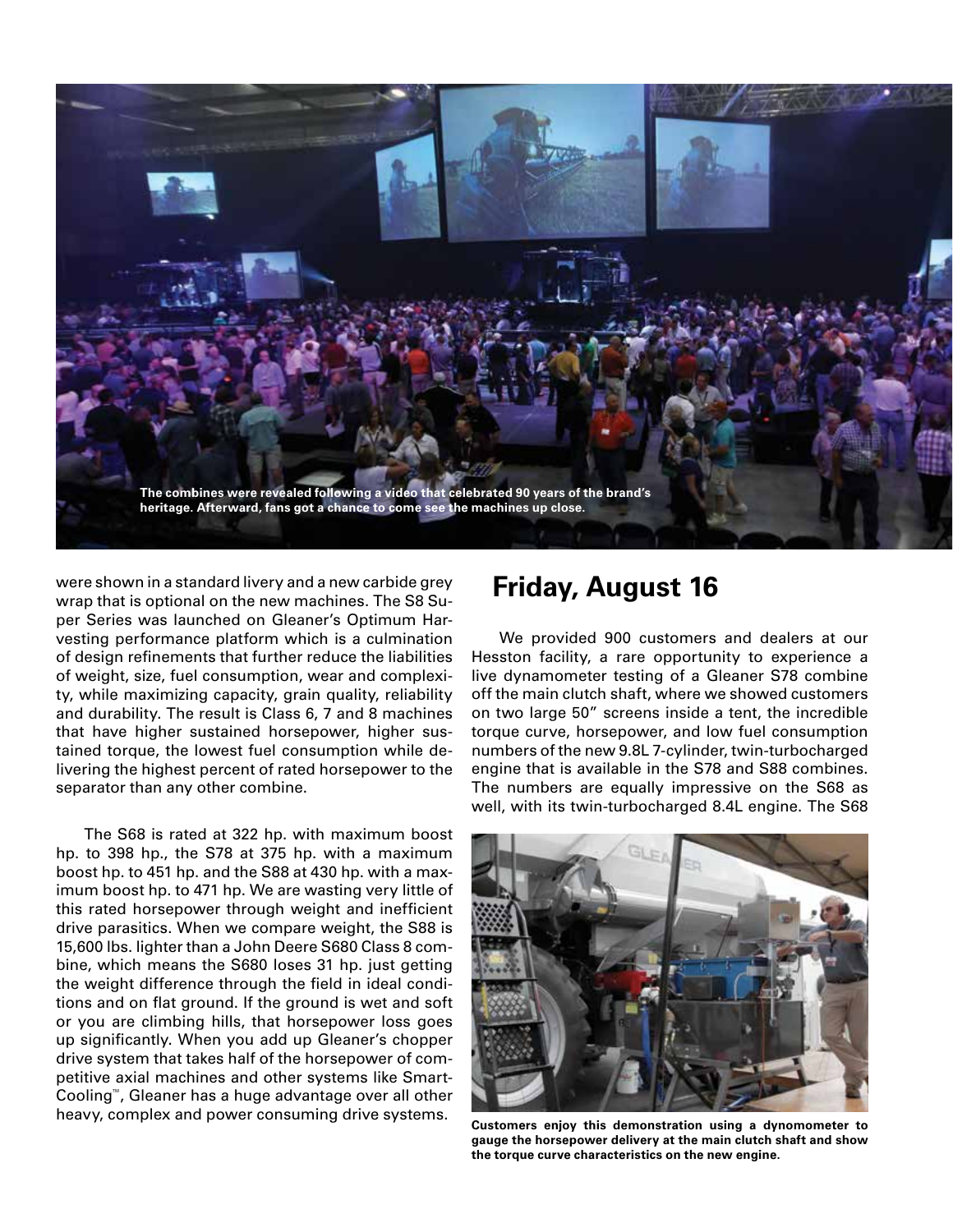The combines were revealed following a video that celebrated 90 years of the brand's heritage. Afterward, fans got a chance to come see the machines up close.

were shown in a standard livery and a new carbide grey wrap that is optional on the new machines. The S8 Super Series was launched on Gleaner's Optimum Harvesting performance platform which is a culmination of design refinements that further reduce the liabilities of weight, size, fuel consumption, wear and complexity, while maximizing capacity, grain quality, reliability and durability. The result is Class 6, 7 and 8 machines that have higher sustained horsepower, higher sustained torque, the lowest fuel consumption while delivering the highest percent of rated horsepower to the separator than any other combine.

The S68 is rated at 322 hp. with maximum boost hp. to 398 hp., the S78 at 375 hp. with a maximum boost hp. to 451 hp. and the S88 at 430 hp. with a maximum boost hp. to 471 hp. We are wasting very little of this rated horsepower through weight and inefficient drive parasitics. When we compare weight, the S88 is 15,600 lbs. lighter than a John Deere S680 Class 8 combine, which means the S680 loses 31 hp. just getting the weight difference through the field in ideal conditions and on flat ground. If the ground is wet and soft or you are climbing hills, that horsepower loss goes up significantly. When you add up Gleaner's chopper drive system that takes half of the horsepower of competitive axial machines and other systems like SmartCooling™, Gleaner has a huge advantage over all other heavy, complex and power consuming drive systems.

## Friday, August 16

We provided 900 customers and dealers at our Hesston facility, a rare opportunity to experience a live dynamometer testing of a Gleaner S78 combine off the main clutch shaft, where we showed customers on two large 50" screens inside a tent, the incredible torque curve, horsepower, and low fuel consumption numbers of the new 9.8L 7-cylinder, twin-turbocharged engine that is available in the S78 and S88 combines. The numbers are equally impressive on the S68 as well, with its twin-turbocharged 8.4L engine. The S68

**Customers enjoy this demonstration using a dynomometer to gauge the horsepower delivery at the main clutch shaft and show the torque curve characteristics on the new engine.**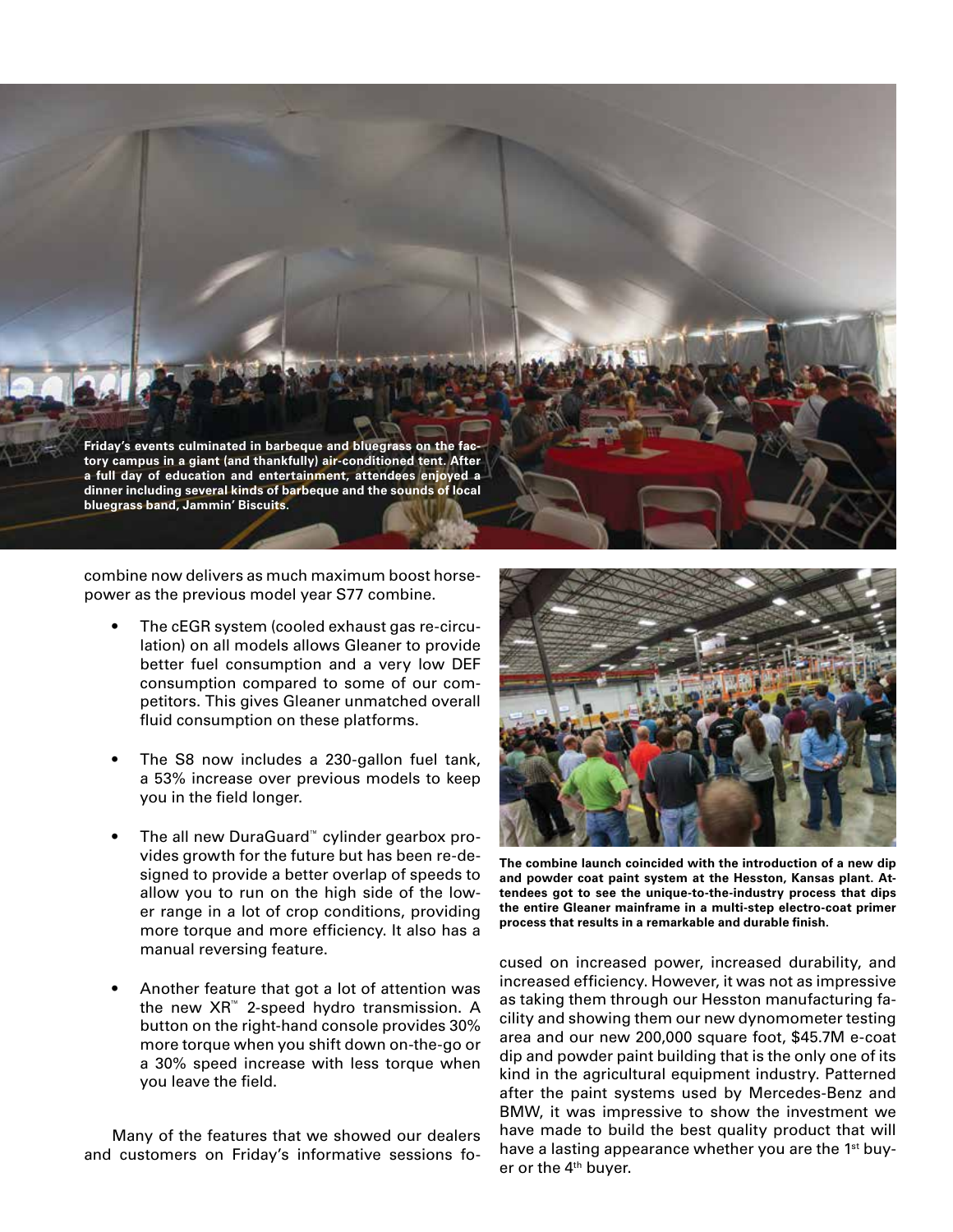Friday's events culminated in barbeque and bluegrass on the factory campus in a giant (and thankfully) air-conditioned tent. After a full day of education and entertainment, attendees enjoyed a dinner including several kinds of barbeque and the sounds of local bluegrass band, Jammin' Biscuits.

combine now delivers as much maximum boost horsepower as the previous model year S77 combine.

- The cEGR system (cooled exhaust gas re-circulation) on all models allows Gleaner to provide better fuel consumption and a very low DEF consumption compared to some of our competitors. This gives Gleaner unmatched overall fluid consumption on these platforms.
- The S8 now includes a 230-gallon fuel tank, a 53% increase over previous models to keep you in the field longer.
- The all new DuraGuard™ cylinder gearbox provides growth for the future but has been re-designed to provide a better overlap of speeds to allow you to run on the high side of the lower range in a lot of crop conditions, providing more torque and more efficiency. It also has a manual reversing feature.
- Another feature that got a lot of attention was the new XR™ 2-speed hydro transmission. A button on the right-hand console provides 30% more torque when you shift down on-the-go or a 30% speed increase with less torque when you leave the field.

Many of the features that we showed our dealers and customers on Friday's informative sessions focused on increased power, increased durability, and increased efficiency. However, it was not as impressive as taking them through our Hesston manufacturing facility and showing them our new dynomometer testing area and our new 200,000 square foot, $45.7M e-coat dip and powder paint building that is the only one of its kind in the agricultural equipment industry. Patterned after the paint systems used by Mercedes-Benz and BMW, it was impressive to show the investment we have made to build the best quality product that will have a lasting appearance whether you are the 1st buyer or the 4th buyer.

The combine launch coincided with the introduction of a new dip and powder coat paint system at the Hesston, Kansas plant. Attendees got to see the unique-to-the-industry process that dips the entire Gleaner mainframe in a multi-step electro-coat primer process that results in a remarkable and durable finish.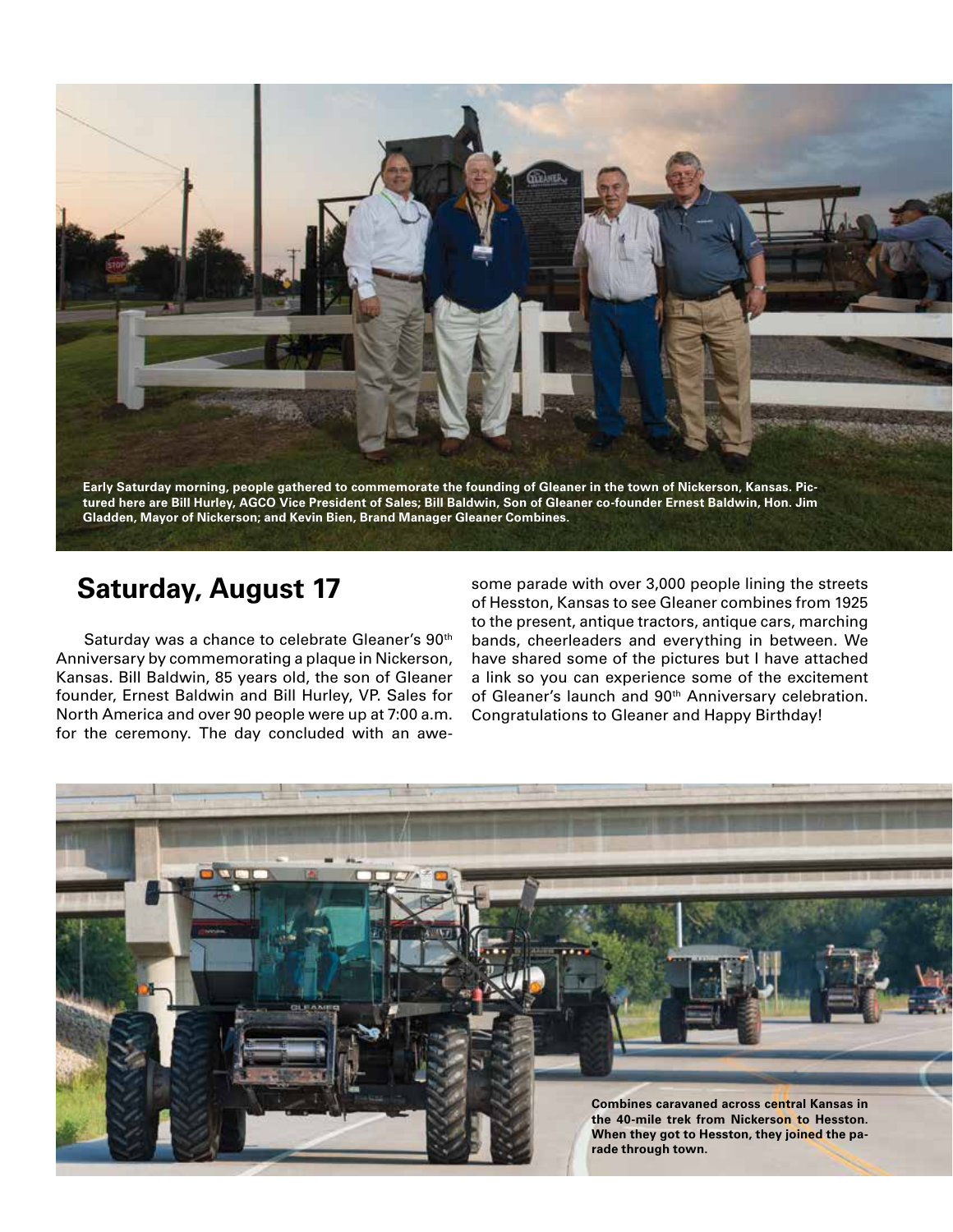Early Saturday morning, people gathered to commemorate the founding of Gleaner in the town of Nickerson, Kansas. Pictured here are Bill Hurley, AGCO Vice President of Sales; Bill Baldwin, Son of Gleaner co-founder Ernest Baldwin, Hon. Jim Gladden, Mayor of Nickerson; and Kevin Bien, Brand Manager Gleaner Combines.

## Saturday, August 17

Saturday was a chance to celebrate Gleaner's 90th Anniversary by commemorating a plaque in Nickerson, Kansas. Bill Baldwin, 85 years old, the son of Gleaner founder, Ernest Baldwin and Bill Hurley, VP. Sales for North America and over 90 people were up at 7:00 a.m. for the ceremony. The day concluded with an awesome parade with over 3,000 people lining the streets of Hesston, Kansas to see Gleaner combines from 1925 to the present, antique tractors, antique cars, marching bands, cheerleaders and everything in between. We have shared some of the pictures but I have attached a link so you can experience some of the excitement of Gleaner's launch and 90th Anniversary celebration. Congratulations to Gleaner and Happy Birthday!

Combines caravaned across central Kansas in the 40-mile trek from Nickerson to Hesston. When they got to Hesston, they joined the parade through town.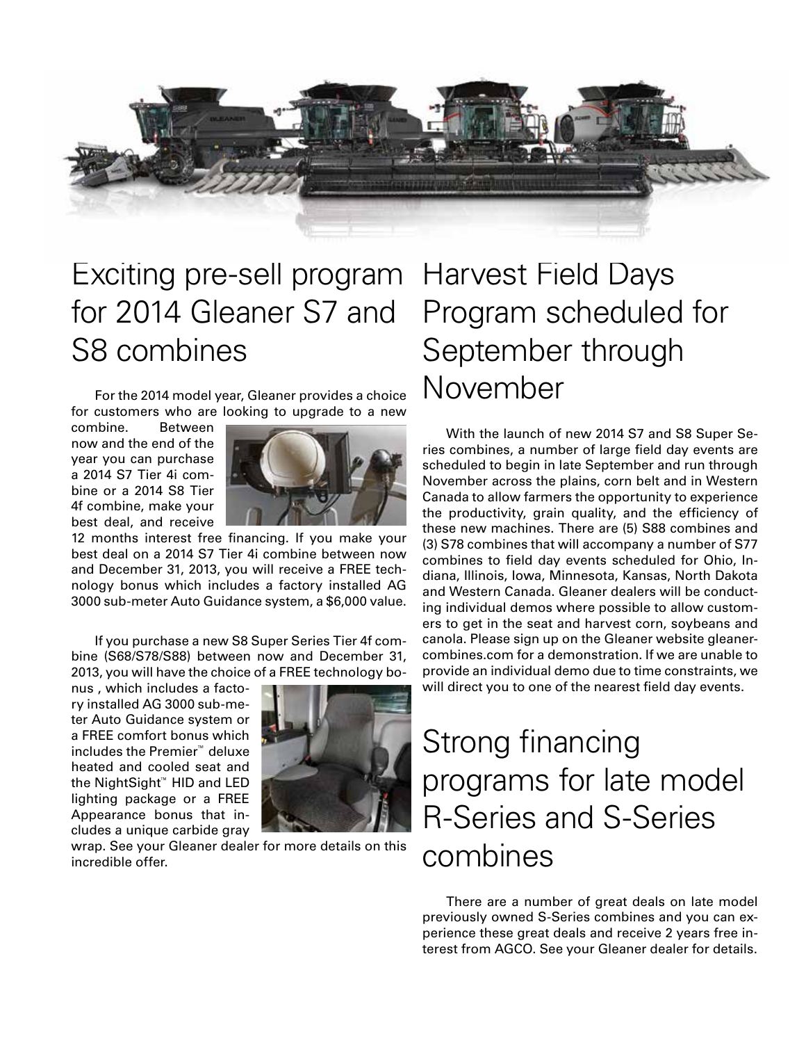# Exciting pre-sell program for 2014 Gleaner S7 and S8 combines

For the 2014 model year, Gleaner provides a choice for customers who are looking to upgrade to a new combine. Between now and the end of the year you can purchase a 2014 S7 Tier 4i combine or a 2014 S8 Tier 4f combine, make your best deal, and receive 12 months interest free financing. If you make your best deal on a 2014 S7 Tier 4i combine between now and December 31, 2013, you will receive a FREE technology bonus which includes a factory installed AG 3000 sub-meter Auto Guidance system, a $6,000 value.

If you purchase a new S8 Super Series Tier 4f combine (S68/S78/S88) between now and December 31, 2013, you will have the choice of a FREE technology bonus , which includes a factory installed AG 3000 sub-meter Auto Guidance system or a FREE comfort bonus which includes the Premier™ deluxe heated and cooled seat and the NightSight™ HID and LED lighting package or a FREE Appearance bonus that includes a unique carbide gray wrap. See your Gleaner dealer for more details on this incredible offer.

# Harvest Field Days Program scheduled for September through November

With the launch of new 2014 S7 and S8 Super Series combines, a number of large field day events are scheduled to begin in late September and run through November across the plains, corn belt and in Western Canada to allow farmers the opportunity to experience the productivity, grain quality, and the efficiency of these new machines. There are (5) S88 combines and (3) S78 combines that will accompany a number of S77 combines to field day events scheduled for Ohio, Indiana, Illinois, Iowa, Minnesota, Kansas, North Dakota and Western Canada. Gleaner dealers will be conducting individual demos where possible to allow customers to get in the seat and harvest corn, soybeans and canola. Please sign up on the Gleaner website gleanercombines.com for a demonstration. If we are unable to provide an individual demo due to time constraints, we will direct you to one of the nearest field day events.

# Strong financing programs for late model R-Series and S-Series combines

There are a number of great deals on late model previously owned S-Series combines and you can experience these great deals and receive 2 years free interest from AGCO. See your Gleaner dealer for details.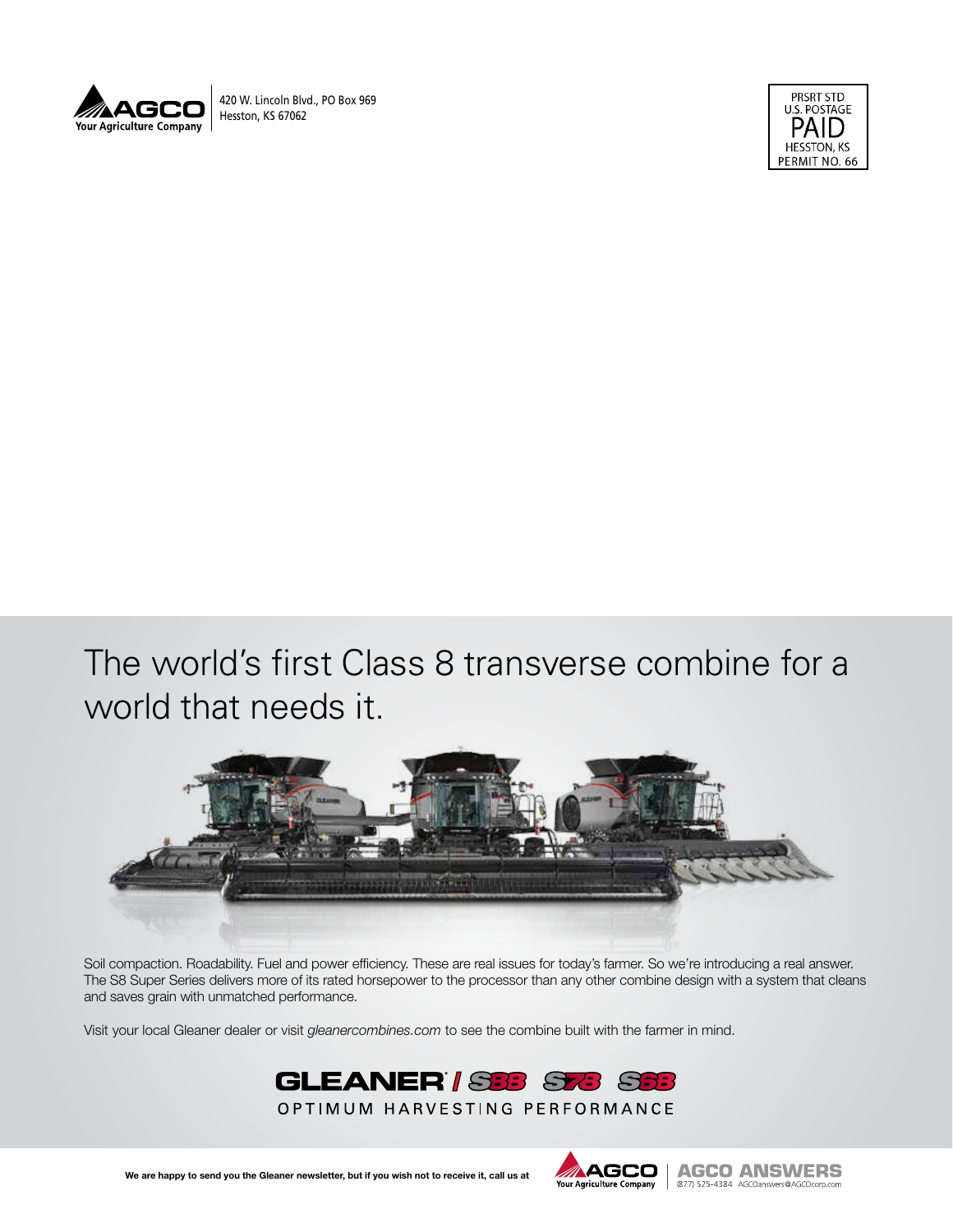AGCO
Your Agriculture Company

420 W. Lincoln Blvd., PO Box 969
Hesston, KS 67062

PRSRT STD
U.S. POSTAGE
PAID
HESSTON, KS
PERMIT NO. 66

# The world's first Class 8 transverse combine for a world that needs it.

Soil compaction. Roadability. Fuel and power efficiency. These are real issues for today's farmer. So we're introducing a real answer. The S8 Super Series delivers more of its rated horsepower to the processor than any other combine design with a system that cleans and saves grain with unmatched performance.

Visit your local Gleaner dealer or visit *gleanercombines.com* to see the combine built with the farmer in mind.

GLEANER® / S88 S78 S68

OPTIMUM HARVESTING PERFORMANCE

**We are happy to send you the Gleaner newsletter, but if you wish not to receive it, call us at**

AGCO Your Agriculture Company | AGCO ANSWERS (877) 525-4384 AGCOanswers@AGCOcorp.com